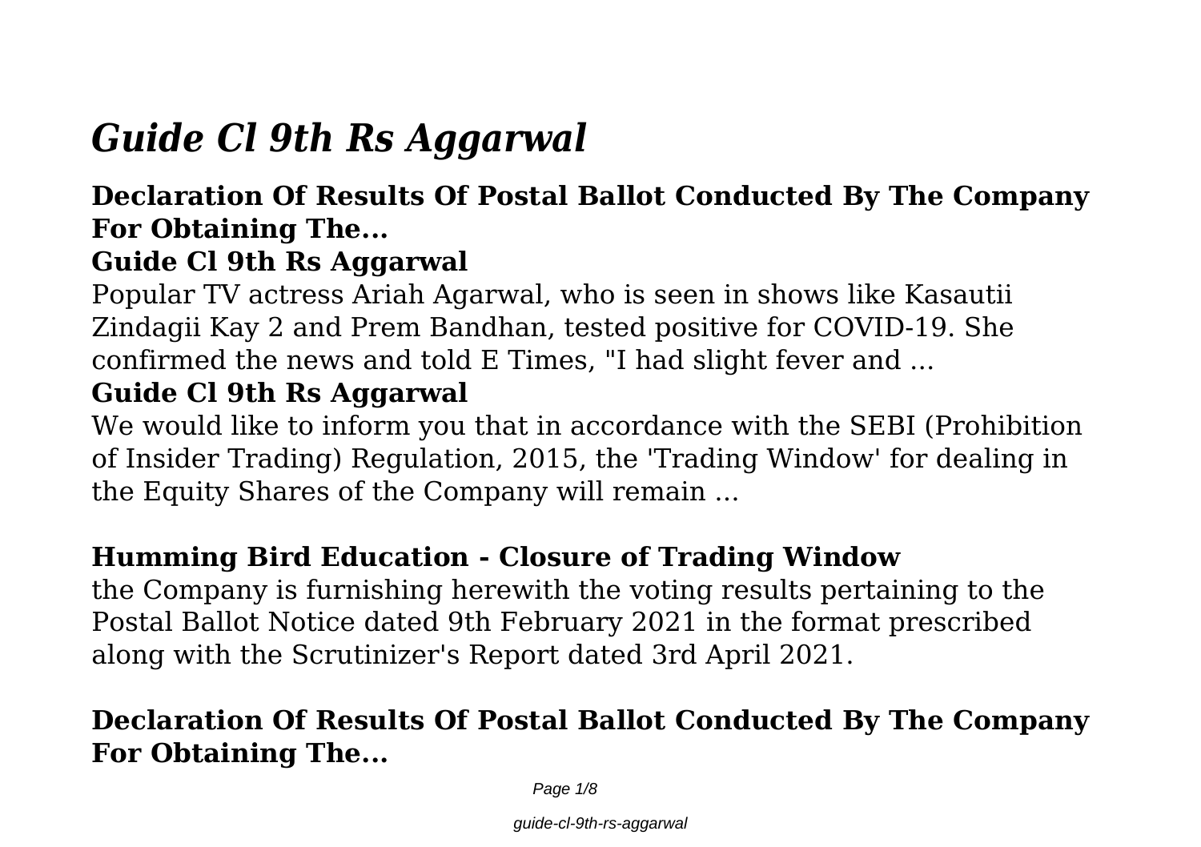# *Guide Cl 9th Rs Aggarwal*

## Declaration Of Results Of Postal Ballot Conducted By The Company For Obtaining The...

### Guide Cl 9th Rs Aggarwal

Popular TV actress Ariah Agarwal, who is seen in shows like Kasautii Zindagii Kay 2 and Prem Bandhan, tested positive for COVID-19. She confirmed the news and told E Times, "I had slight fever and ...

### Guide Cl 9th Rs Aggarwal

We would like to inform you that in accordance with the SEBI (Prohibition of Insider Trading) Regulation, 2015, the 'Trading Window' for dealing in the Equity Shares of the Company will remain ...

### Humming Bird Education - Closure of Trading Window

the Company is furnishing herewith the voting results pertaining to the Postal Ballot Notice dated 9th February 2021 in the format prescribed along with the Scrutinizer's Report dated 3rd April 2021.

## Declaration Of Results Of Postal Ballot Conducted By The Company For Obtaining The...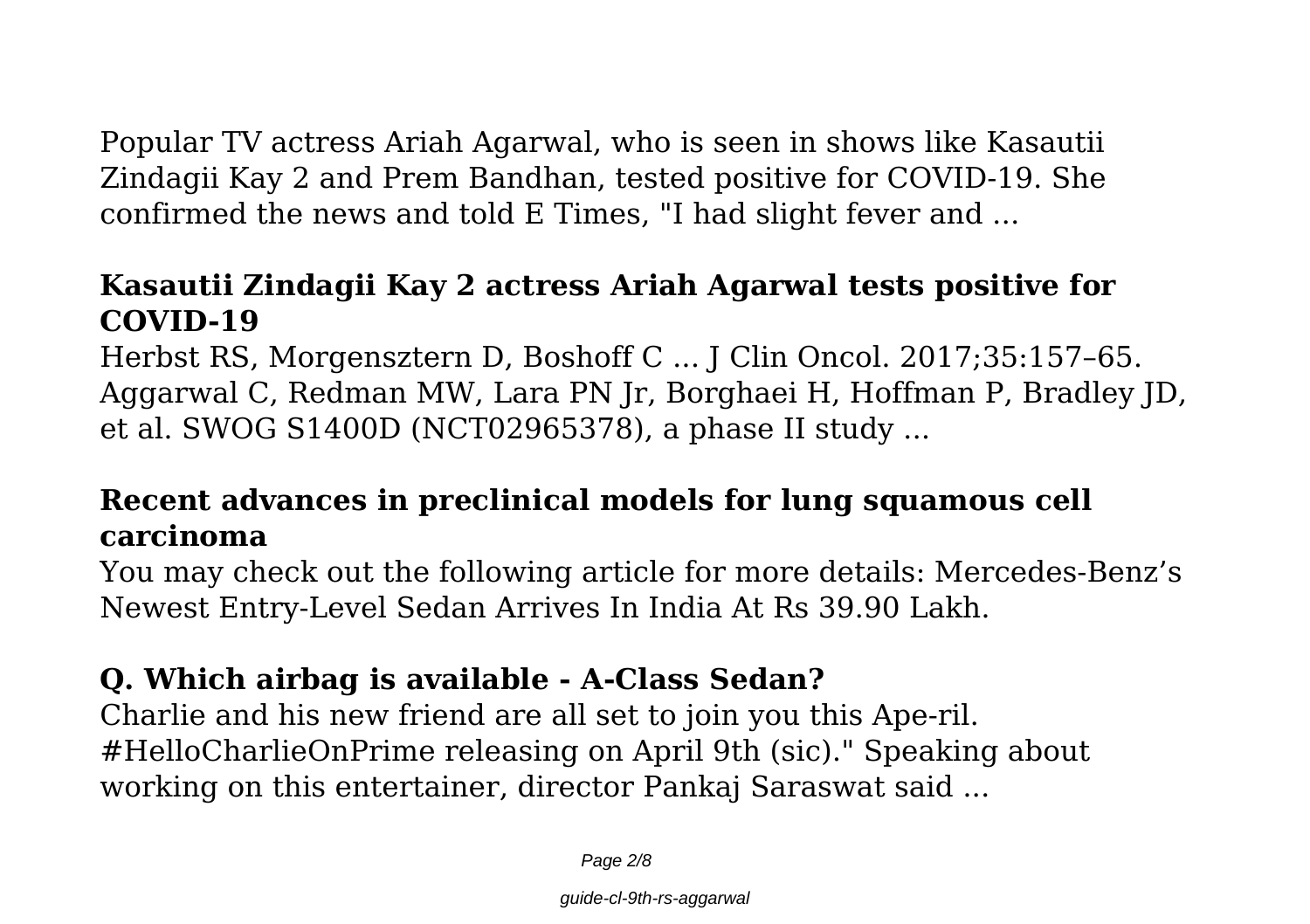Popular TV actress Ariah Agarwal, who is seen in shows like Kasautii Zindagii Kay 2 and Prem Bandhan, tested positive for COVID-19. She confirmed the news and told E Times, "I had slight fever and ...

## Kasautii Zindagii Kay 2 actress Ariah Agarwal tests positive for COVID-19

Herbst RS, Morgensztern D, Boshoff C ... J Clin Oncol. 2017;35:157–65. Aggarwal C, Redman MW, Lara PN Jr, Borghaei H, Hoffman P, Bradley JD, et al. SWOG S1400D (NCT02965378), a phase II study ...

## Recent advances in preclinical models for lung squamous cell carcinoma

You may check out the following article for more details: Mercedes-Benz's Newest Entry-Level Sedan Arrives In India At Rs 39.90 Lakh.

## Q. Which airbag is available - A-Class Sedan?

Charlie and his new friend are all set to join you this Ape-ril. #HelloCharlieOnPrime releasing on April 9th (sic)." Speaking about working on this entertainer, director Pankaj Saraswat said ...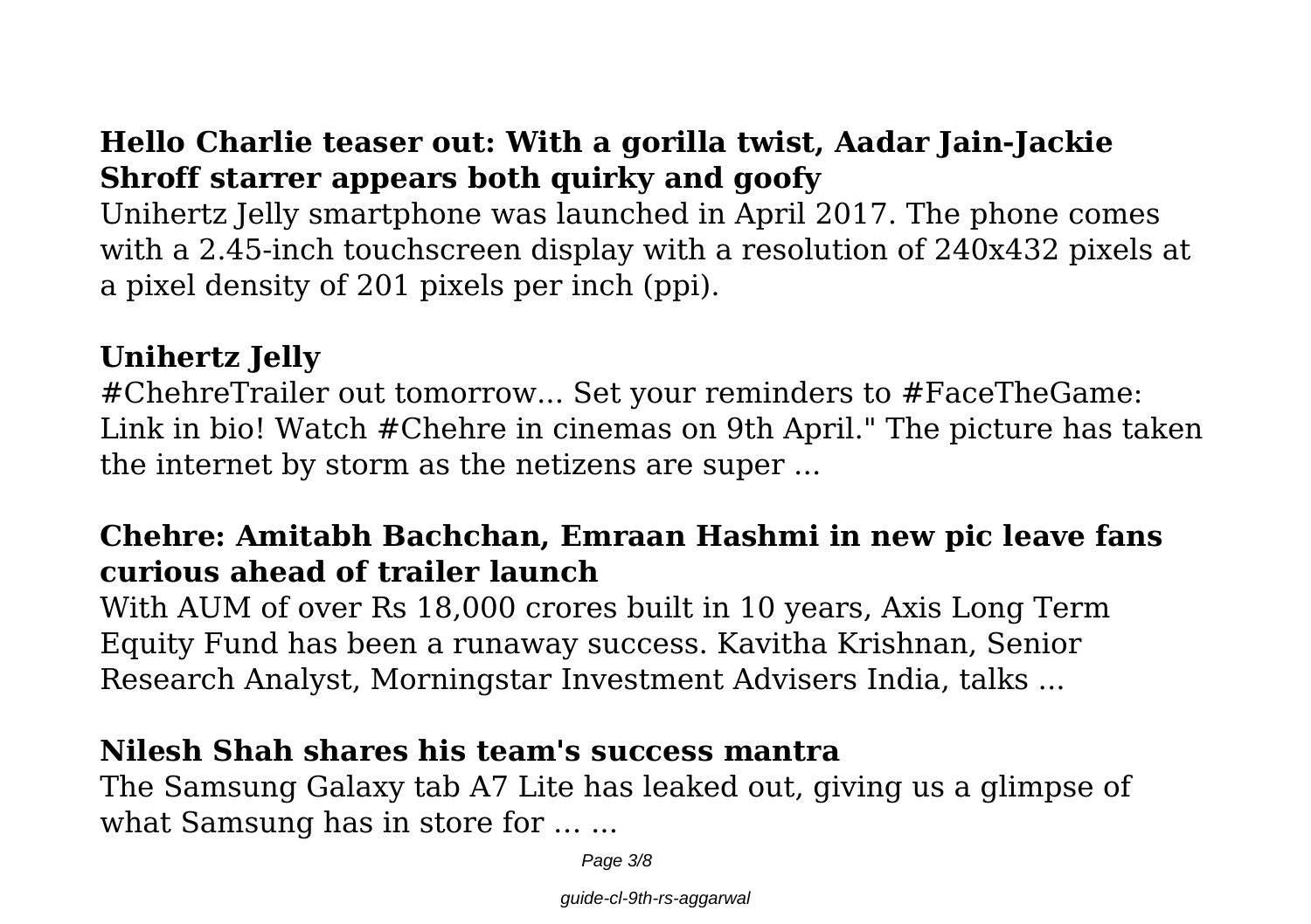## Hello Charlie teaser out: With a gorilla twist, Aadar Jain-Jackie Shroff starrer appears both quirky and goofy

Unihertz Jelly smartphone was launched in April 2017. The phone comes with a 2.45-inch touchscreen display with a resolution of 240x432 pixels at a pixel density of 201 pixels per inch (ppi).

## Unihertz Jelly

#ChehreTrailer out tomorrow... Set your reminders to #FaceTheGame: Link in bio! Watch #Chehre in cinemas on 9th April." The picture has taken the internet by storm as the netizens are super ...

## Chehre: Amitabh Bachchan, Emraan Hashmi in new pic leave fans curious ahead of trailer launch

With AUM of over Rs 18,000 crores built in 10 years, Axis Long Term Equity Fund has been a runaway success. Kavitha Krishnan, Senior Research Analyst, Morningstar Investment Advisers India, talks ...

## Nilesh Shah shares his team's success mantra

The Samsung Galaxy tab A7 Lite has leaked out, giving us a glimpse of what Samsung has in store for … ...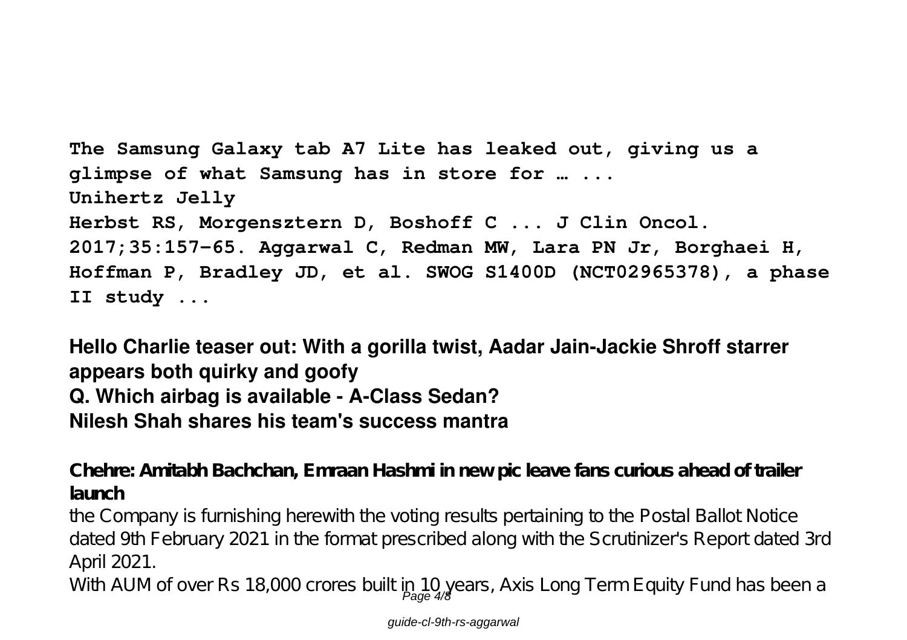**The Samsung Galaxy tab A7 Lite has leaked out, giving us a glimpse of what Samsung has in store for … ...**
**Unihertz Jelly**
**Herbst RS, Morgensztern D, Boshoff C ... J Clin Oncol. 2017;35:157–65. Aggarwal C, Redman MW, Lara PN Jr, Borghaei H, Hoffman P, Bradley JD, et al. SWOG S1400D (NCT02965378), a phase II study ...**

**Hello Charlie teaser out: With a gorilla twist, Aadar Jain-Jackie Shroff starrer appears both quirky and goofy**
**Q. Which airbag is available - A-Class Sedan?**
**Nilesh Shah shares his team's success mantra**

**Chehre: Amitabh Bachchan, Emraan Hashmi in new pic leave fans curious ahead of trailer launch**

the Company is furnishing herewith the voting results pertaining to the Postal Ballot Notice dated 9th February 2021 in the format prescribed along with the Scrutinizer's Report dated 3rd April 2021.

With AUM of over Rs 18,000 crores built in 10 years, Axis Long Term Equity Fund has been a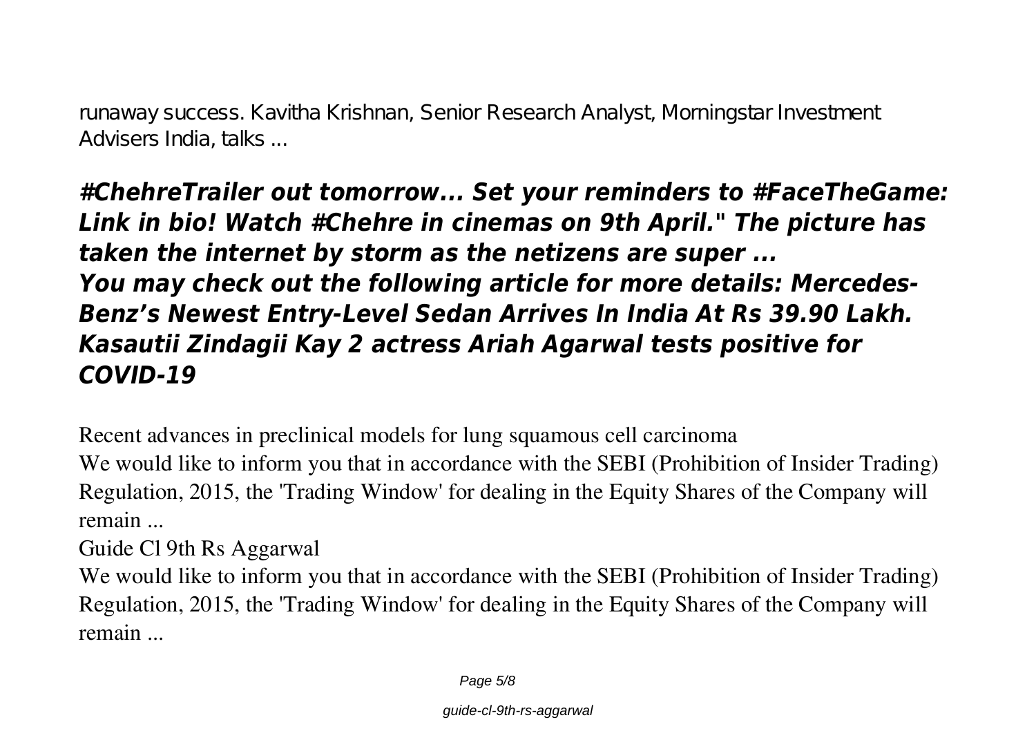runaway success. Kavitha Krishnan, Senior Research Analyst, Morningstar Investment Advisers India, talks ...

## *#ChehreTrailer out tomorrow... Set your reminders to #FaceTheGame: Link in bio! Watch #Chehre in cinemas on 9th April." The picture has taken the internet by storm as the netizens are super ...*
## *You may check out the following article for more details: Mercedes-Benz's Newest Entry-Level Sedan Arrives In India At Rs 39.90 Lakh.*
## *Kasautii Zindagii Kay 2 actress Ariah Agarwal tests positive for COVID-19*

Recent advances in preclinical models for lung squamous cell carcinoma

We would like to inform you that in accordance with the SEBI (Prohibition of Insider Trading) Regulation, 2015, the 'Trading Window' for dealing in the Equity Shares of the Company will remain ...

Guide Cl 9th Rs Aggarwal

We would like to inform you that in accordance with the SEBI (Prohibition of Insider Trading) Regulation, 2015, the 'Trading Window' for dealing in the Equity Shares of the Company will remain ...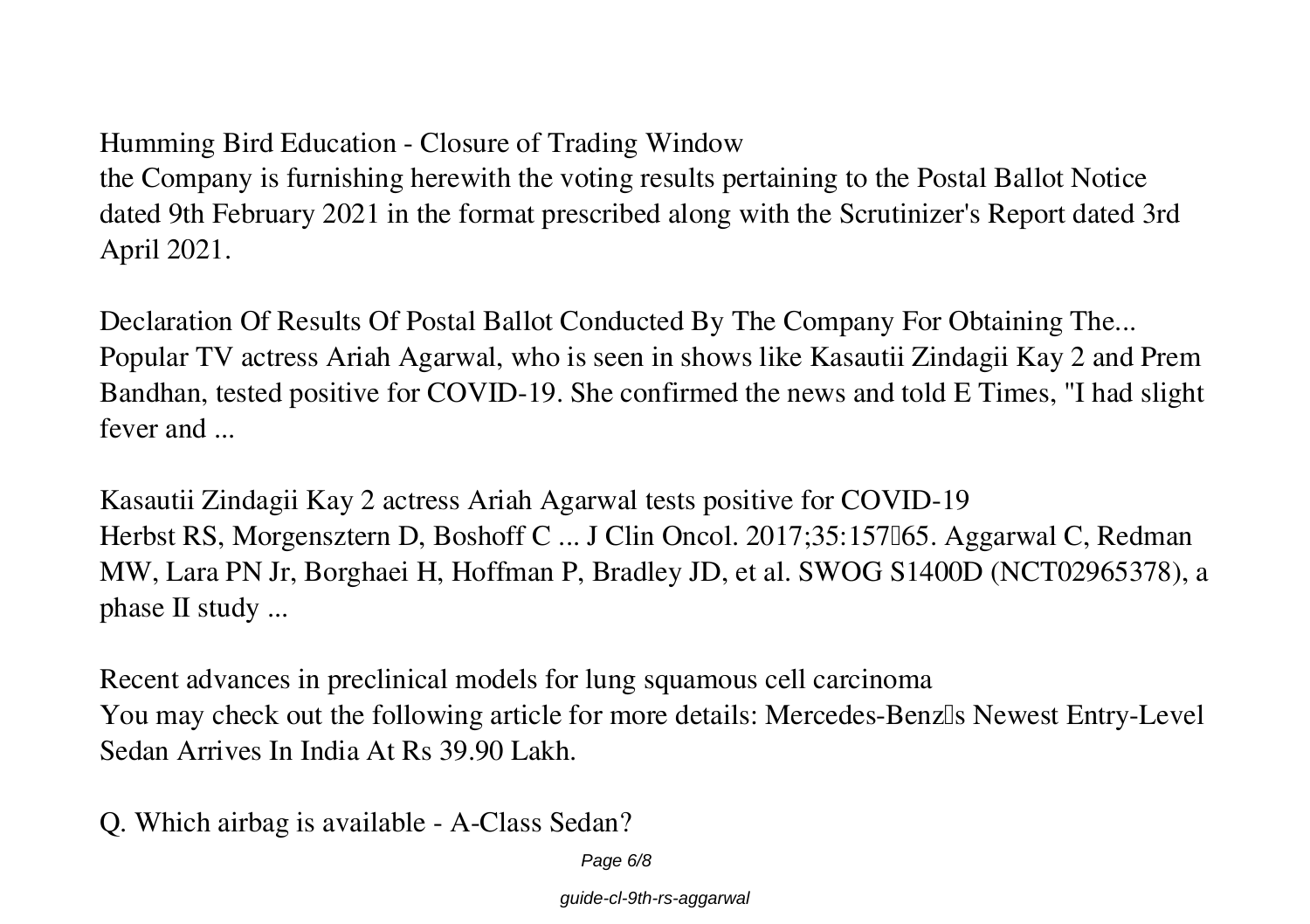**Humming Bird Education - Closure of Trading Window**

the Company is furnishing herewith the voting results pertaining to the Postal Ballot Notice dated 9th February 2021 in the format prescribed along with the Scrutinizer's Report dated 3rd April 2021.

**Declaration Of Results Of Postal Ballot Conducted By The Company For Obtaining The...**

Popular TV actress Ariah Agarwal, who is seen in shows like Kasautii Zindagii Kay 2 and Prem Bandhan, tested positive for COVID-19. She confirmed the news and told E Times, "I had slight fever and ...

**Kasautii Zindagii Kay 2 actress Ariah Agarwal tests positive for COVID-19**

Herbst RS, Morgensztern D, Boshoff C ... J Clin Oncol. 2017;35:157–65. Aggarwal C, Redman MW, Lara PN Jr, Borghaei H, Hoffman P, Bradley JD, et al. SWOG S1400D (NCT02965378), a phase II study ...

**Recent advances in preclinical models for lung squamous cell carcinoma**

You may check out the following article for more details: Mercedes-Benz's Newest Entry-Level Sedan Arrives In India At Rs 39.90 Lakh.

**Q. Which airbag is available - A-Class Sedan?**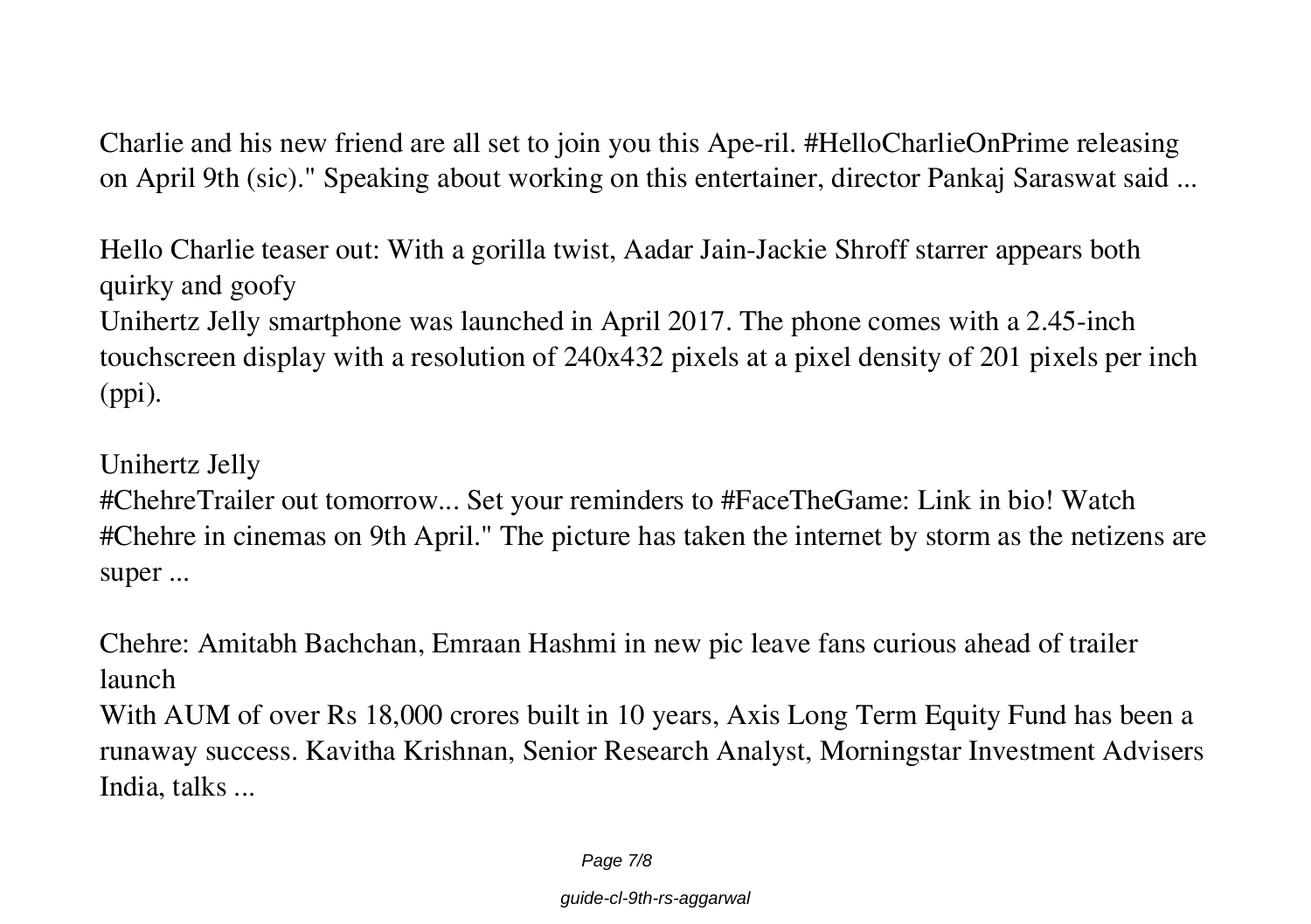Charlie and his new friend are all set to join you this Ape-ril. #HelloCharlieOnPrime releasing on April 9th (sic)." Speaking about working on this entertainer, director Pankaj Saraswat said ...

**Hello Charlie teaser out: With a gorilla twist, Aadar Jain-Jackie Shroff starrer appears both quirky and goofy**

Unihertz Jelly smartphone was launched in April 2017. The phone comes with a 2.45-inch touchscreen display with a resolution of 240x432 pixels at a pixel density of 201 pixels per inch (ppi).

**Unihertz Jelly**

#ChehreTrailer out tomorrow... Set your reminders to #FaceTheGame: Link in bio! Watch #Chehre in cinemas on 9th April." The picture has taken the internet by storm as the netizens are super ...

**Chehre: Amitabh Bachchan, Emraan Hashmi in new pic leave fans curious ahead of trailer launch**

With AUM of over Rs 18,000 crores built in 10 years, Axis Long Term Equity Fund has been a runaway success. Kavitha Krishnan, Senior Research Analyst, Morningstar Investment Advisers India, talks ...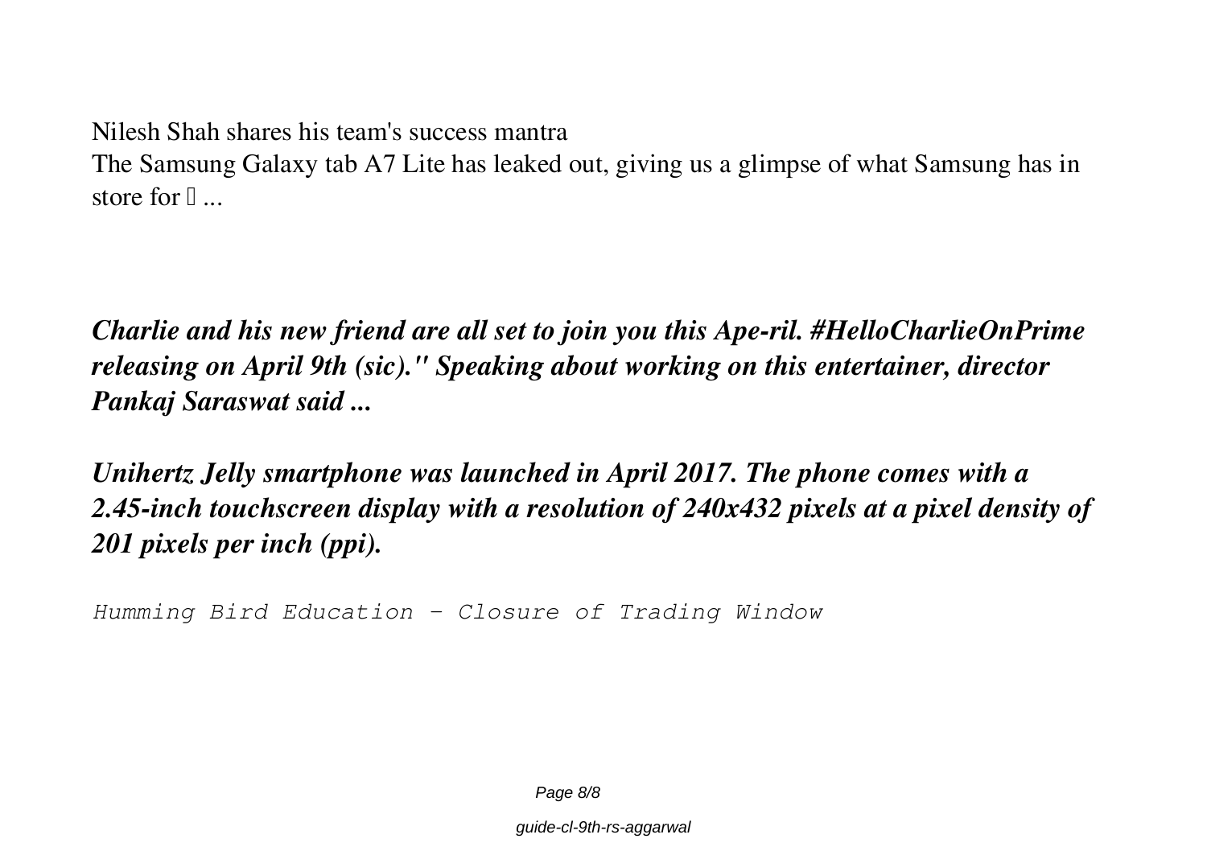Nilesh Shah shares his team's success mantra

The Samsung Galaxy tab A7 Lite has leaked out, giving us a glimpse of what Samsung has in store for  ...

***Charlie and his new friend are all set to join you this Ape-ril. #HelloCharlieOnPrime releasing on April 9th (sic)." Speaking about working on this entertainer, director Pankaj Saraswat said ...***

***Unihertz Jelly smartphone was launched in April 2017. The phone comes with a 2.45-inch touchscreen display with a resolution of 240x432 pixels at a pixel density of 201 pixels per inch (ppi).***

*Humming Bird Education - Closure of Trading Window*